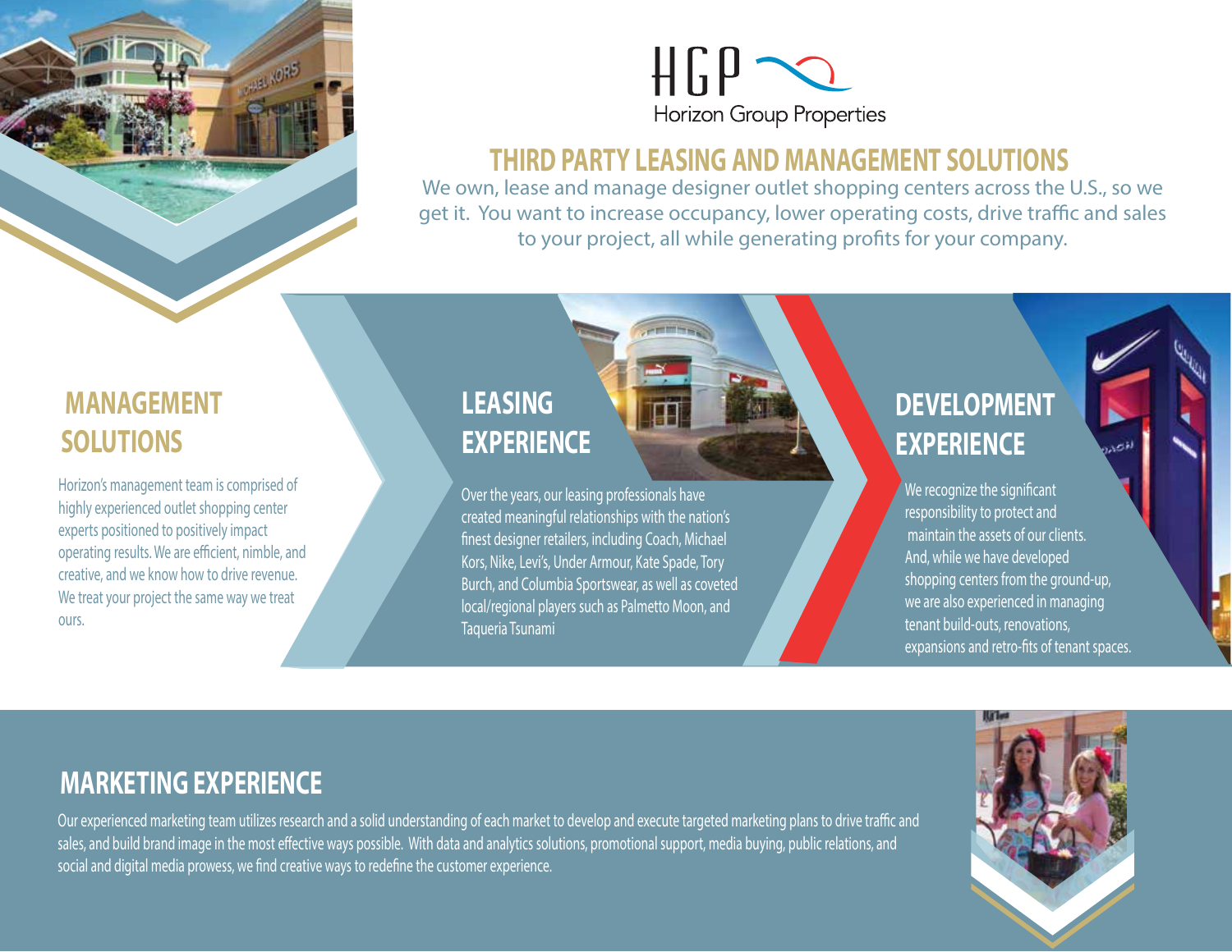HGP
Horizon Group Properties

# THIRD PARTY LEASING AND MANAGEMENT SOLUTIONS

We own, lease and manage designer outlet shopping centers across the U.S., so we get it. You want to increase occupancy, lower operating costs, drive traffic and sales to your project, all while generating profits for your company.

## MANAGEMENT SOLUTIONS

Horizon's management team is comprised of highly experienced outlet shopping center experts positioned to positively impact operating results. We are efficient, nimble, and creative, and we know how to drive revenue. We treat your project the same way we treat ours.

## LEASING EXPERIENCE

Over the years, our leasing professionals have created meaningful relationships with the nation's finest designer retailers, including Coach, Michael Kors, Nike, Levi's, Under Armour, Kate Spade, Tory Burch, and Columbia Sportswear, as well as coveted local/regional players such as Palmetto Moon, and Taqueria Tsunami

## DEVELOPMENT EXPERIENCE

We recognize the significant responsibility to protect and maintain the assets of our clients. And, while we have developed shopping centers from the ground-up, we are also experienced in managing tenant build-outs, renovations, expansions and retro-fits of tenant spaces.

## MARKETING EXPERIENCE

Our experienced marketing team utilizes research and a solid understanding of each market to develop and execute targeted marketing plans to drive traffic and sales, and build brand image in the most effective ways possible. With data and analytics solutions, promotional support, media buying, public relations, and social and digital media prowess, we find creative ways to redefine the customer experience.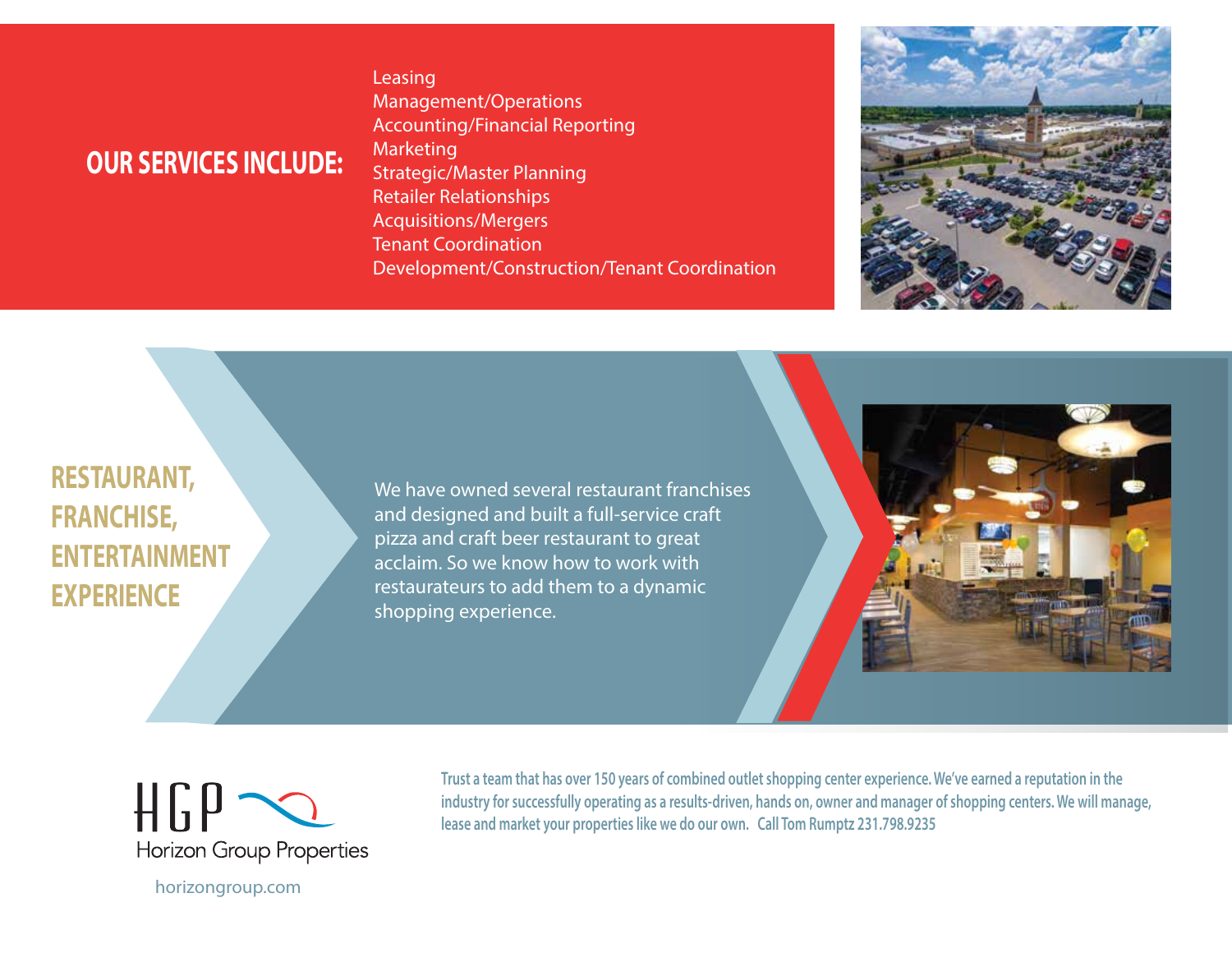## OUR SERVICES INCLUDE:

- Leasing
- Management/Operations
- Accounting/Financial Reporting
- Marketing
- Strategic/Master Planning
- Retailer Relationships
- Acquisitions/Mergers
- Tenant Coordination
- Development/Construction/Tenant Coordination

## RESTAURANT, FRANCHISE, ENTERTAINMENT EXPERIENCE

We have owned several restaurant franchises and designed and built a full-service craft pizza and craft beer restaurant to great acclaim. So we know how to work with restaurateurs to add them to a dynamic shopping experience.

HGP

Horizon Group Properties

horizongroup.com

Trust a team that has over 150 years of combined outlet shopping center experience. We've earned a reputation in the industry for successfully operating as a results-driven, hands on, owner and manager of shopping centers. We will manage, lease and market your properties like we do our own. Call Tom Rumptz 231.798.9235